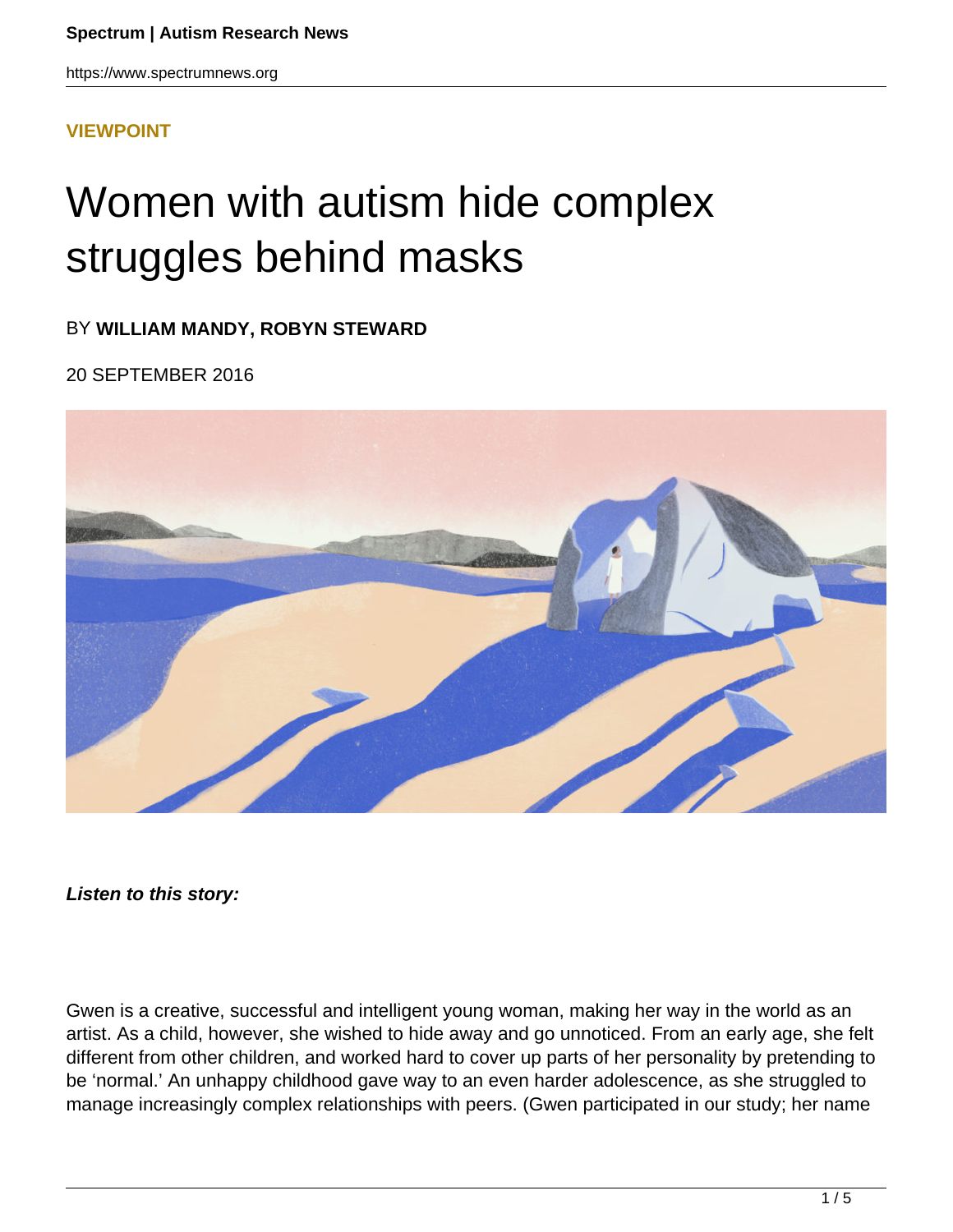**VIEWPOINT**

# Women with autism hide complex struggles behind masks

BY **WILLIAM MANDY, ROBYN STEWARD**

20 SEPTEMBER 2016

***Listen to this story:***

Gwen is a creative, successful and intelligent young woman, making her way in the world as an artist. As a child, however, she wished to hide away and go unnoticed. From an early age, she felt different from other children, and worked hard to cover up parts of her personality by pretending to be 'normal.' An unhappy childhood gave way to an even harder adolescence, as she struggled to manage increasingly complex relationships with peers. (Gwen participated in our study; her name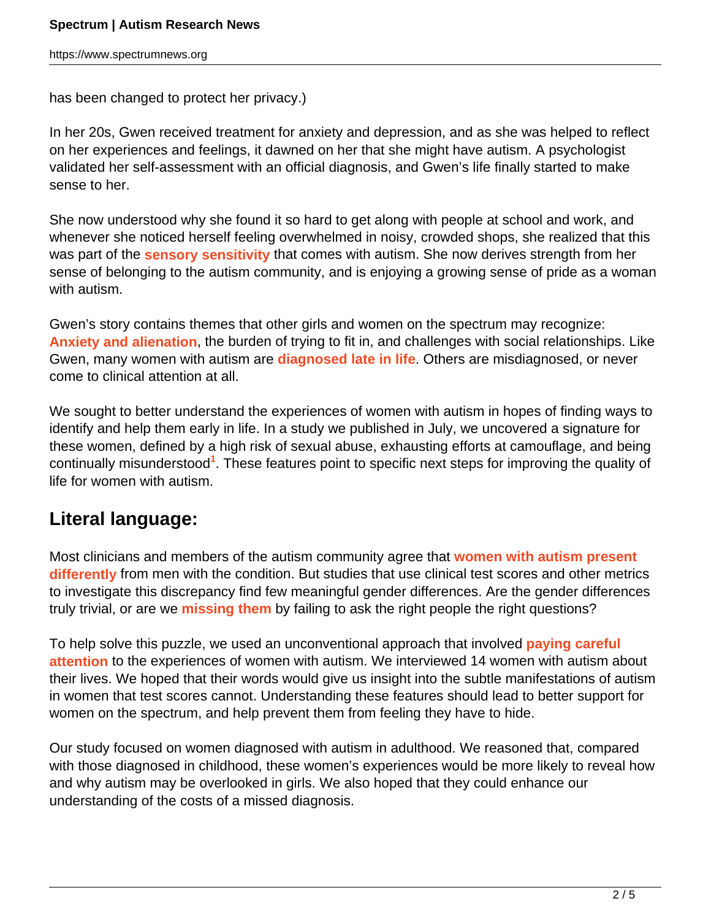has been changed to protect her privacy.)

In her 20s, Gwen received treatment for anxiety and depression, and as she was helped to reflect on her experiences and feelings, it dawned on her that she might have autism. A psychologist validated her self-assessment with an official diagnosis, and Gwen's life finally started to make sense to her.

She now understood why she found it so hard to get along with people at school and work, and whenever she noticed herself feeling overwhelmed in noisy, crowded shops, she realized that this was part of the **sensory sensitivity** that comes with autism. She now derives strength from her sense of belonging to the autism community, and is enjoying a growing sense of pride as a woman with autism.

Gwen's story contains themes that other girls and women on the spectrum may recognize: **Anxiety and alienation**, the burden of trying to fit in, and challenges with social relationships. Like Gwen, many women with autism are **diagnosed late in life**. Others are misdiagnosed, or never come to clinical attention at all.

We sought to better understand the experiences of women with autism in hopes of finding ways to identify and help them early in life. In a study we published in July, we uncovered a signature for these women, defined by a high risk of sexual abuse, exhausting efforts at camouflage, and being continually misunderstood[1]. These features point to specific next steps for improving the quality of life for women with autism.

## Literal language:

Most clinicians and members of the autism community agree that **women with autism present differently** from men with the condition. But studies that use clinical test scores and other metrics to investigate this discrepancy find few meaningful gender differences. Are the gender differences truly trivial, or are we **missing them** by failing to ask the right people the right questions?

To help solve this puzzle, we used an unconventional approach that involved **paying careful attention** to the experiences of women with autism. We interviewed 14 women with autism about their lives. We hoped that their words would give us insight into the subtle manifestations of autism in women that test scores cannot. Understanding these features should lead to better support for women on the spectrum, and help prevent them from feeling they have to hide.

Our study focused on women diagnosed with autism in adulthood. We reasoned that, compared with those diagnosed in childhood, these women's experiences would be more likely to reveal how and why autism may be overlooked in girls. We also hoped that they could enhance our understanding of the costs of a missed diagnosis.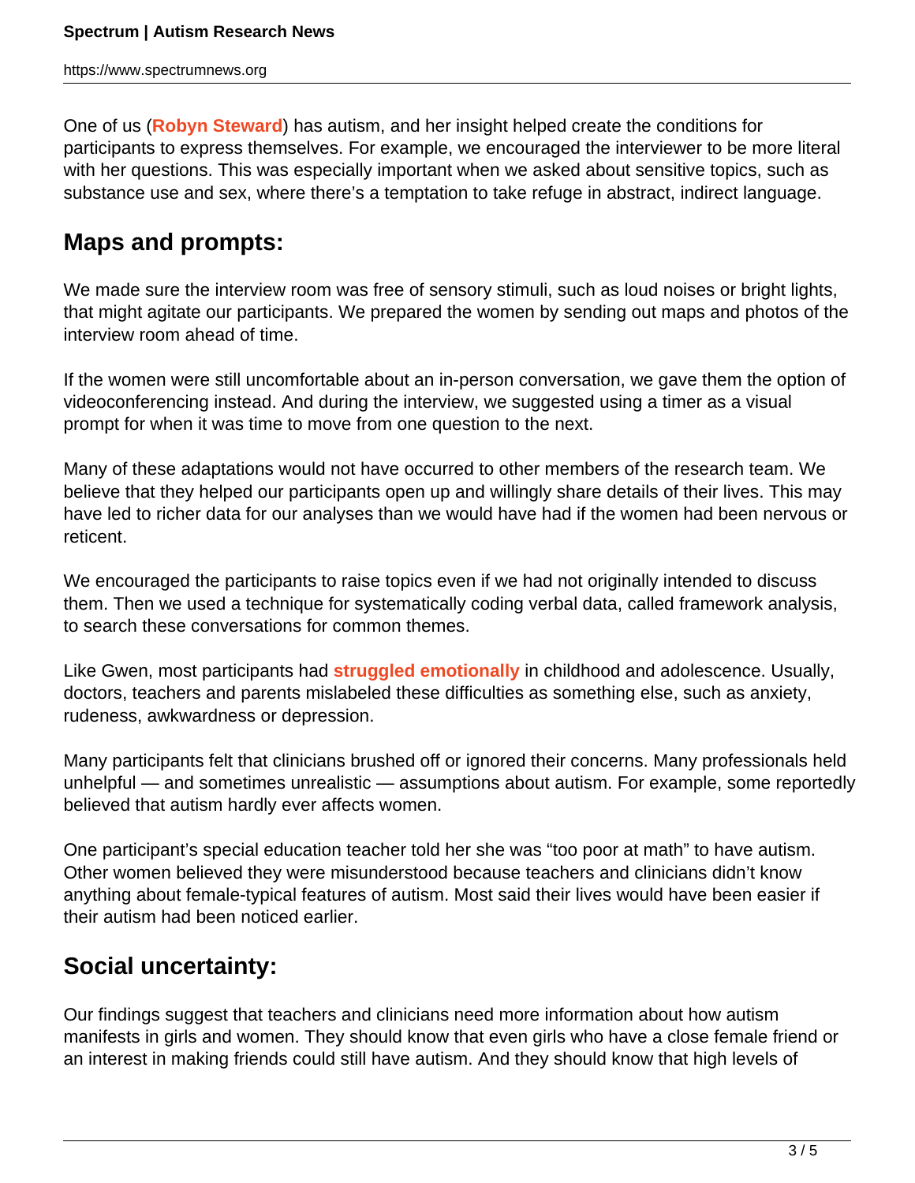One of us (**Robyn Steward**) has autism, and her insight helped create the conditions for participants to express themselves. For example, we encouraged the interviewer to be more literal with her questions. This was especially important when we asked about sensitive topics, such as substance use and sex, where there's a temptation to take refuge in abstract, indirect language.

## Maps and prompts:

We made sure the interview room was free of sensory stimuli, such as loud noises or bright lights, that might agitate our participants. We prepared the women by sending out maps and photos of the interview room ahead of time.

If the women were still uncomfortable about an in-person conversation, we gave them the option of videoconferencing instead. And during the interview, we suggested using a timer as a visual prompt for when it was time to move from one question to the next.

Many of these adaptations would not have occurred to other members of the research team. We believe that they helped our participants open up and willingly share details of their lives. This may have led to richer data for our analyses than we would have had if the women had been nervous or reticent.

We encouraged the participants to raise topics even if we had not originally intended to discuss them. Then we used a technique for systematically coding verbal data, called framework analysis, to search these conversations for common themes.

Like Gwen, most participants had **struggled emotionally** in childhood and adolescence. Usually, doctors, teachers and parents mislabeled these difficulties as something else, such as anxiety, rudeness, awkwardness or depression.

Many participants felt that clinicians brushed off or ignored their concerns. Many professionals held unhelpful — and sometimes unrealistic — assumptions about autism. For example, some reportedly believed that autism hardly ever affects women.

One participant's special education teacher told her she was "too poor at math" to have autism. Other women believed they were misunderstood because teachers and clinicians didn't know anything about female-typical features of autism. Most said their lives would have been easier if their autism had been noticed earlier.

## Social uncertainty:

Our findings suggest that teachers and clinicians need more information about how autism manifests in girls and women. They should know that even girls who have a close female friend or an interest in making friends could still have autism. And they should know that high levels of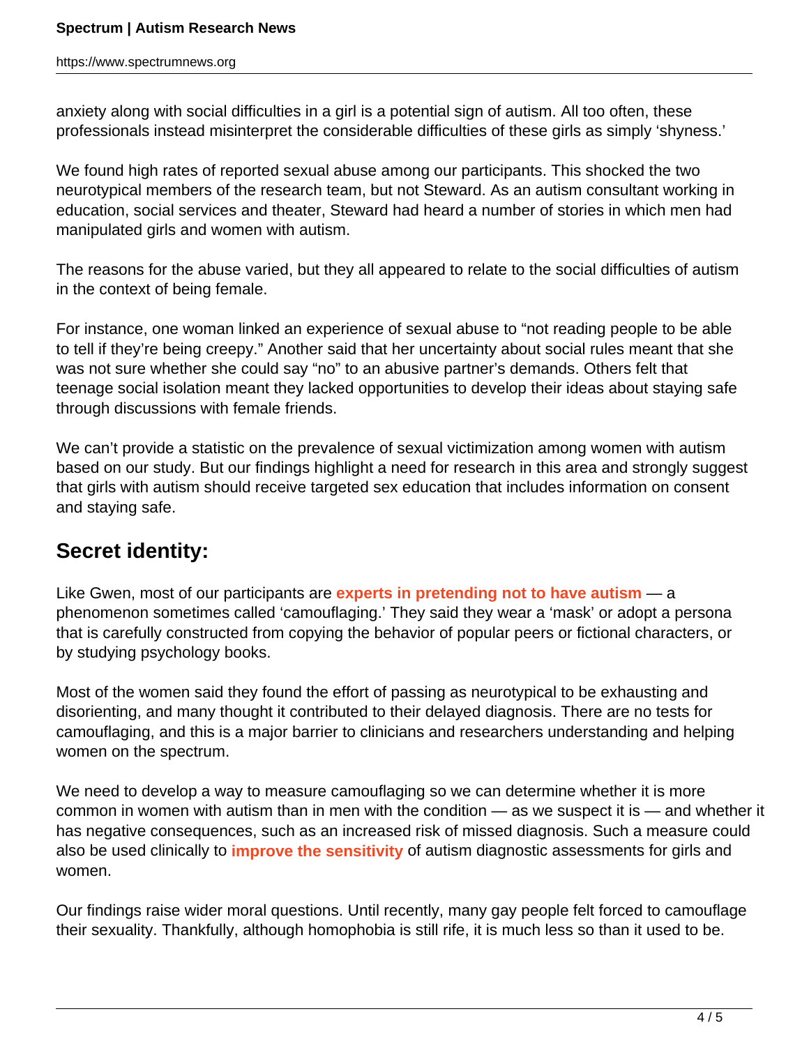anxiety along with social difficulties in a girl is a potential sign of autism. All too often, these professionals instead misinterpret the considerable difficulties of these girls as simply 'shyness.'

We found high rates of reported sexual abuse among our participants. This shocked the two neurotypical members of the research team, but not Steward. As an autism consultant working in education, social services and theater, Steward had heard a number of stories in which men had manipulated girls and women with autism.

The reasons for the abuse varied, but they all appeared to relate to the social difficulties of autism in the context of being female.

For instance, one woman linked an experience of sexual abuse to "not reading people to be able to tell if they're being creepy." Another said that her uncertainty about social rules meant that she was not sure whether she could say "no" to an abusive partner's demands. Others felt that teenage social isolation meant they lacked opportunities to develop their ideas about staying safe through discussions with female friends.

We can't provide a statistic on the prevalence of sexual victimization among women with autism based on our study. But our findings highlight a need for research in this area and strongly suggest that girls with autism should receive targeted sex education that includes information on consent and staying safe.

## Secret identity:

Like Gwen, most of our participants are **experts in pretending not to have autism** — a phenomenon sometimes called 'camouflaging.' They said they wear a 'mask' or adopt a persona that is carefully constructed from copying the behavior of popular peers or fictional characters, or by studying psychology books.

Most of the women said they found the effort of passing as neurotypical to be exhausting and disorienting, and many thought it contributed to their delayed diagnosis. There are no tests for camouflaging, and this is a major barrier to clinicians and researchers understanding and helping women on the spectrum.

We need to develop a way to measure camouflaging so we can determine whether it is more common in women with autism than in men with the condition — as we suspect it is — and whether it has negative consequences, such as an increased risk of missed diagnosis. Such a measure could also be used clinically to **improve the sensitivity** of autism diagnostic assessments for girls and women.

Our findings raise wider moral questions. Until recently, many gay people felt forced to camouflage their sexuality. Thankfully, although homophobia is still rife, it is much less so than it used to be.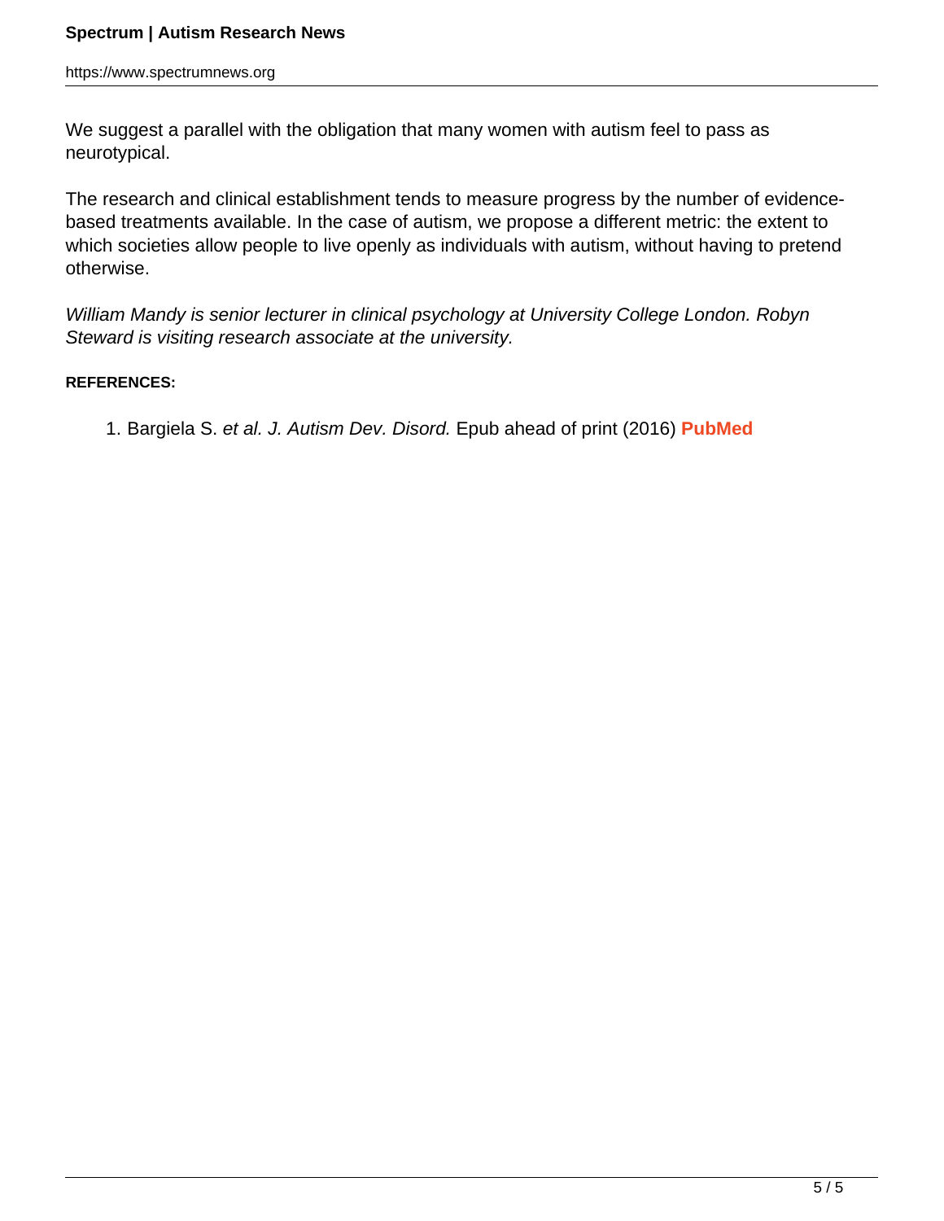We suggest a parallel with the obligation that many women with autism feel to pass as neurotypical.

The research and clinical establishment tends to measure progress by the number of evidence-based treatments available. In the case of autism, we propose a different metric: the extent to which societies allow people to live openly as individuals with autism, without having to pretend otherwise.

*William Mandy is senior lecturer in clinical psychology at University College London. Robyn Steward is visiting research associate at the university.*

**REFERENCES:**

1. Bargiela S. *et al. J. Autism Dev. Disord.* Epub ahead of print (2016) **PubMed**